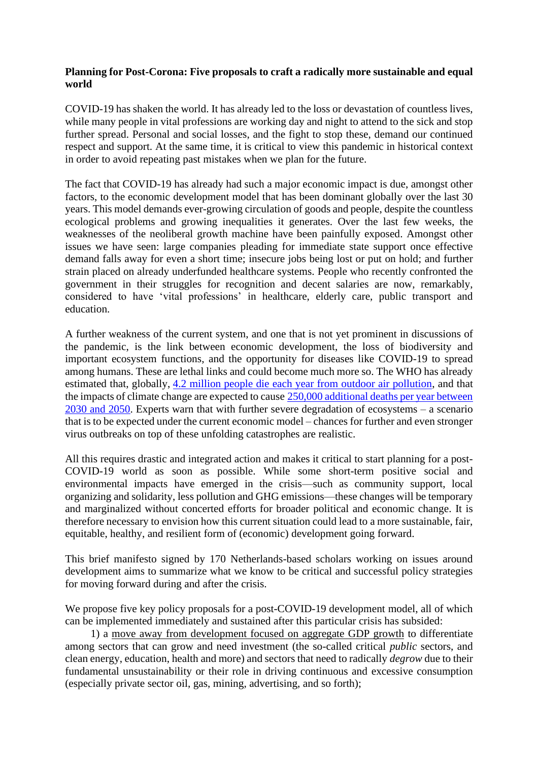**Planning for Post-Corona: Five proposals to craft a radically more sustainable and equal world**

COVID-19 has shaken the world. It has already led to the loss or devastation of countless lives, while many people in vital professions are working day and night to attend to the sick and stop further spread. Personal and social losses, and the fight to stop these, demand our continued respect and support. At the same time, it is critical to view this pandemic in historical context in order to avoid repeating past mistakes when we plan for the future.

The fact that COVID-19 has already had such a major economic impact is due, amongst other factors, to the economic development model that has been dominant globally over the last 30 years. This model demands ever-growing circulation of goods and people, despite the countless ecological problems and growing inequalities it generates. Over the last few weeks, the weaknesses of the neoliberal growth machine have been painfully exposed. Amongst other issues we have seen: large companies pleading for immediate state support once effective demand falls away for even a short time; insecure jobs being lost or put on hold; and further strain placed on already underfunded healthcare systems. People who recently confronted the government in their struggles for recognition and decent salaries are now, remarkably, considered to have 'vital professions' in healthcare, elderly care, public transport and education.

A further weakness of the current system, and one that is not yet prominent in discussions of the pandemic, is the link between economic development, the loss of biodiversity and important ecosystem functions, and the opportunity for diseases like COVID-19 to spread among humans. These are lethal links and could become much more so. The WHO has already estimated that, globally, 4.2 million people die each year from outdoor air pollution, and that the impacts of climate change are expected to cause 250,000 additional deaths per year between 2030 and 2050. Experts warn that with further severe degradation of ecosystems – a scenario that is to be expected under the current economic model – chances for further and even stronger virus outbreaks on top of these unfolding catastrophes are realistic.

All this requires drastic and integrated action and makes it critical to start planning for a post-COVID-19 world as soon as possible. While some short-term positive social and environmental impacts have emerged in the crisis—such as community support, local organizing and solidarity, less pollution and GHG emissions—these changes will be temporary and marginalized without concerted efforts for broader political and economic change. It is therefore necessary to envision how this current situation could lead to a more sustainable, fair, equitable, healthy, and resilient form of (economic) development going forward.

This brief manifesto signed by 170 Netherlands-based scholars working on issues around development aims to summarize what we know to be critical and successful policy strategies for moving forward during and after the crisis.

We propose five key policy proposals for a post-COVID-19 development model, all of which can be implemented immediately and sustained after this particular crisis has subsided:

1) a move away from development focused on aggregate GDP growth to differentiate among sectors that can grow and need investment (the so-called critical *public* sectors, and clean energy, education, health and more) and sectors that need to radically *degrow* due to their fundamental unsustainability or their role in driving continuous and excessive consumption (especially private sector oil, gas, mining, advertising, and so forth);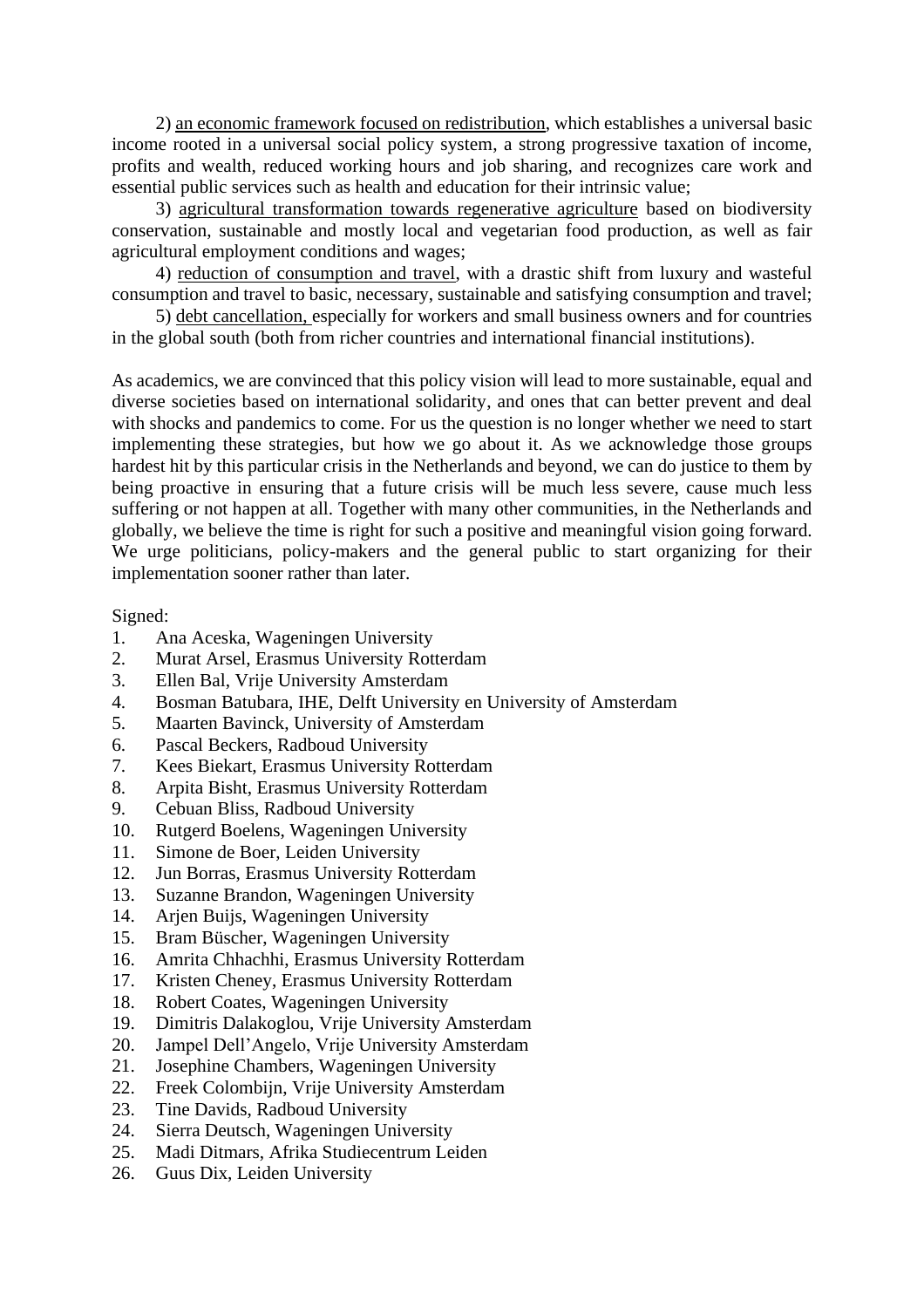2) <u>an economic framework focused on redistribution</u>, which establishes a universal basic income rooted in a universal social policy system, a strong progressive taxation of income, profits and wealth, reduced working hours and job sharing, and recognizes care work and essential public services such as health and education for their intrinsic value;

3) <u>agricultural transformation towards regenerative agriculture</u> based on biodiversity conservation, sustainable and mostly local and vegetarian food production, as well as fair agricultural employment conditions and wages;

4) <u>reduction of consumption and travel</u>, with a drastic shift from luxury and wasteful consumption and travel to basic, necessary, sustainable and satisfying consumption and travel;

5) <u>debt cancellation,</u> especially for workers and small business owners and for countries in the global south (both from richer countries and international financial institutions).

As academics, we are convinced that this policy vision will lead to more sustainable, equal and diverse societies based on international solidarity, and ones that can better prevent and deal with shocks and pandemics to come. For us the question is no longer whether we need to start implementing these strategies, but how we go about it. As we acknowledge those groups hardest hit by this particular crisis in the Netherlands and beyond, we can do justice to them by being proactive in ensuring that a future crisis will be much less severe, cause much less suffering or not happen at all. Together with many other communities, in the Netherlands and globally, we believe the time is right for such a positive and meaningful vision going forward. We urge politicians, policy-makers and the general public to start organizing for their implementation sooner rather than later.

Signed:

1. Ana Aceska, Wageningen University
2. Murat Arsel, Erasmus University Rotterdam
3. Ellen Bal, Vrije University Amsterdam
4. Bosman Batubara, IHE, Delft University en University of Amsterdam
5. Maarten Bavinck, University of Amsterdam
6. Pascal Beckers, Radboud University
7. Kees Biekart, Erasmus University Rotterdam
8. Arpita Bisht, Erasmus University Rotterdam
9. Cebuan Bliss, Radboud University
10. Rutgerd Boelens, Wageningen University
11. Simone de Boer, Leiden University
12. Jun Borras, Erasmus University Rotterdam
13. Suzanne Brandon, Wageningen University
14. Arjen Buijs, Wageningen University
15. Bram Büscher, Wageningen University
16. Amrita Chhachhi, Erasmus University Rotterdam
17. Kristen Cheney, Erasmus University Rotterdam
18. Robert Coates, Wageningen University
19. Dimitris Dalakoglou, Vrije University Amsterdam
20. Jampel Dell'Angelo, Vrije University Amsterdam
21. Josephine Chambers, Wageningen University
22. Freek Colombijn, Vrije University Amsterdam
23. Tine Davids, Radboud University
24. Sierra Deutsch, Wageningen University
25. Madi Ditmars, Afrika Studiecentrum Leiden
26. Guus Dix, Leiden University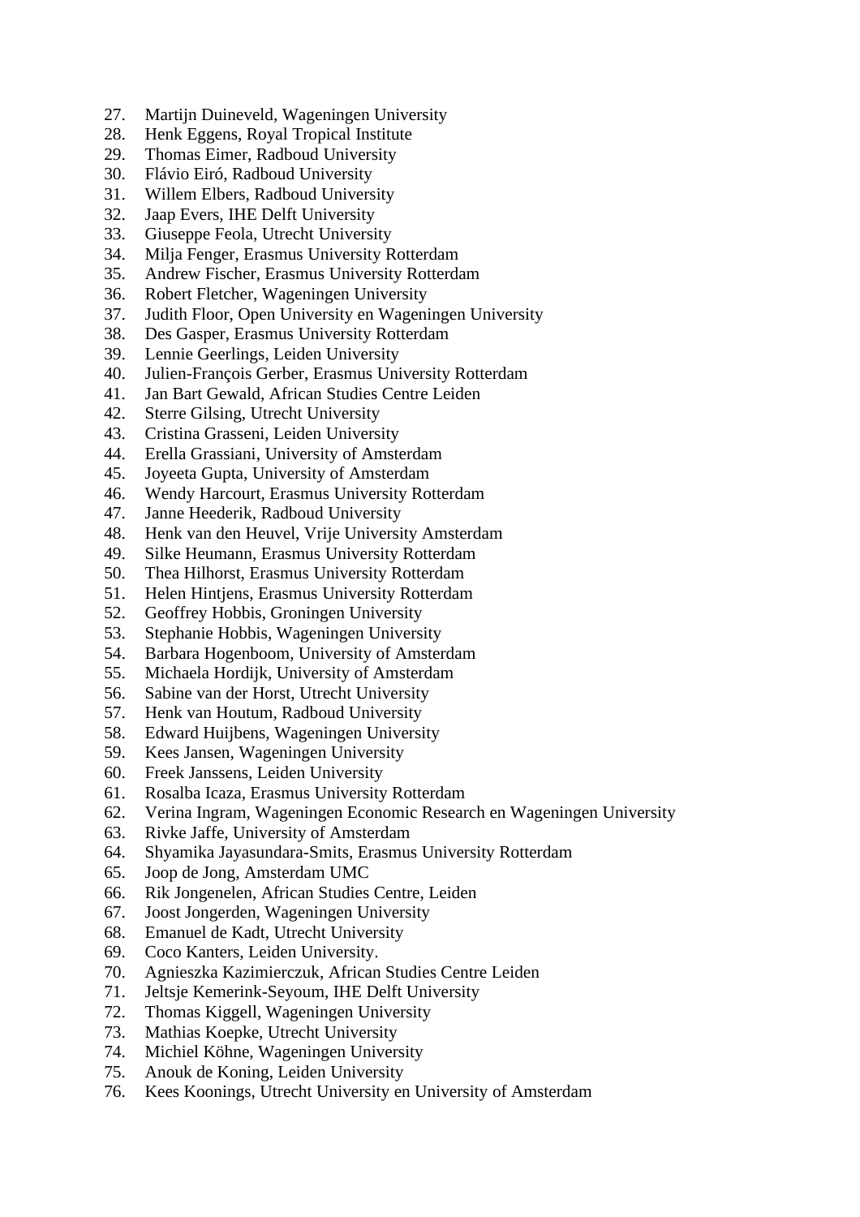27. Martijn Duineveld, Wageningen University
28. Henk Eggens, Royal Tropical Institute
29. Thomas Eimer, Radboud University
30. Flávio Eiró, Radboud University
31. Willem Elbers, Radboud University
32. Jaap Evers, IHE Delft University
33. Giuseppe Feola, Utrecht University
34. Milja Fenger, Erasmus University Rotterdam
35. Andrew Fischer, Erasmus University Rotterdam
36. Robert Fletcher, Wageningen University
37. Judith Floor, Open University en Wageningen University
38. Des Gasper, Erasmus University Rotterdam
39. Lennie Geerlings, Leiden University
40. Julien-François Gerber, Erasmus University Rotterdam
41. Jan Bart Gewald, African Studies Centre Leiden
42. Sterre Gilsing, Utrecht University
43. Cristina Grasseni, Leiden University
44. Erella Grassiani, University of Amsterdam
45. Joyeeta Gupta, University of Amsterdam
46. Wendy Harcourt, Erasmus University Rotterdam
47. Janne Heederik, Radboud University
48. Henk van den Heuvel, Vrije University Amsterdam
49. Silke Heumann, Erasmus University Rotterdam
50. Thea Hilhorst, Erasmus University Rotterdam
51. Helen Hintjens, Erasmus University Rotterdam
52. Geoffrey Hobbis, Groningen University
53. Stephanie Hobbis, Wageningen University
54. Barbara Hogenboom, University of Amsterdam
55. Michaela Hordijk, University of Amsterdam
56. Sabine van der Horst, Utrecht University
57. Henk van Houtum, Radboud University
58. Edward Huijbens, Wageningen University
59. Kees Jansen, Wageningen University
60. Freek Janssens, Leiden University
61. Rosalba Icaza, Erasmus University Rotterdam
62. Verina Ingram, Wageningen Economic Research en Wageningen University
63. Rivke Jaffe, University of Amsterdam
64. Shyamika Jayasundara-Smits, Erasmus University Rotterdam
65. Joop de Jong, Amsterdam UMC
66. Rik Jongenelen, African Studies Centre, Leiden
67. Joost Jongerden, Wageningen University
68. Emanuel de Kadt, Utrecht University
69. Coco Kanters, Leiden University.
70. Agnieszka Kazimierczuk, African Studies Centre Leiden
71. Jeltsje Kemerink-Seyoum, IHE Delft University
72. Thomas Kiggell, Wageningen University
73. Mathias Koepke, Utrecht University
74. Michiel Köhne, Wageningen University
75. Anouk de Koning, Leiden University
76. Kees Koonings, Utrecht University en University of Amsterdam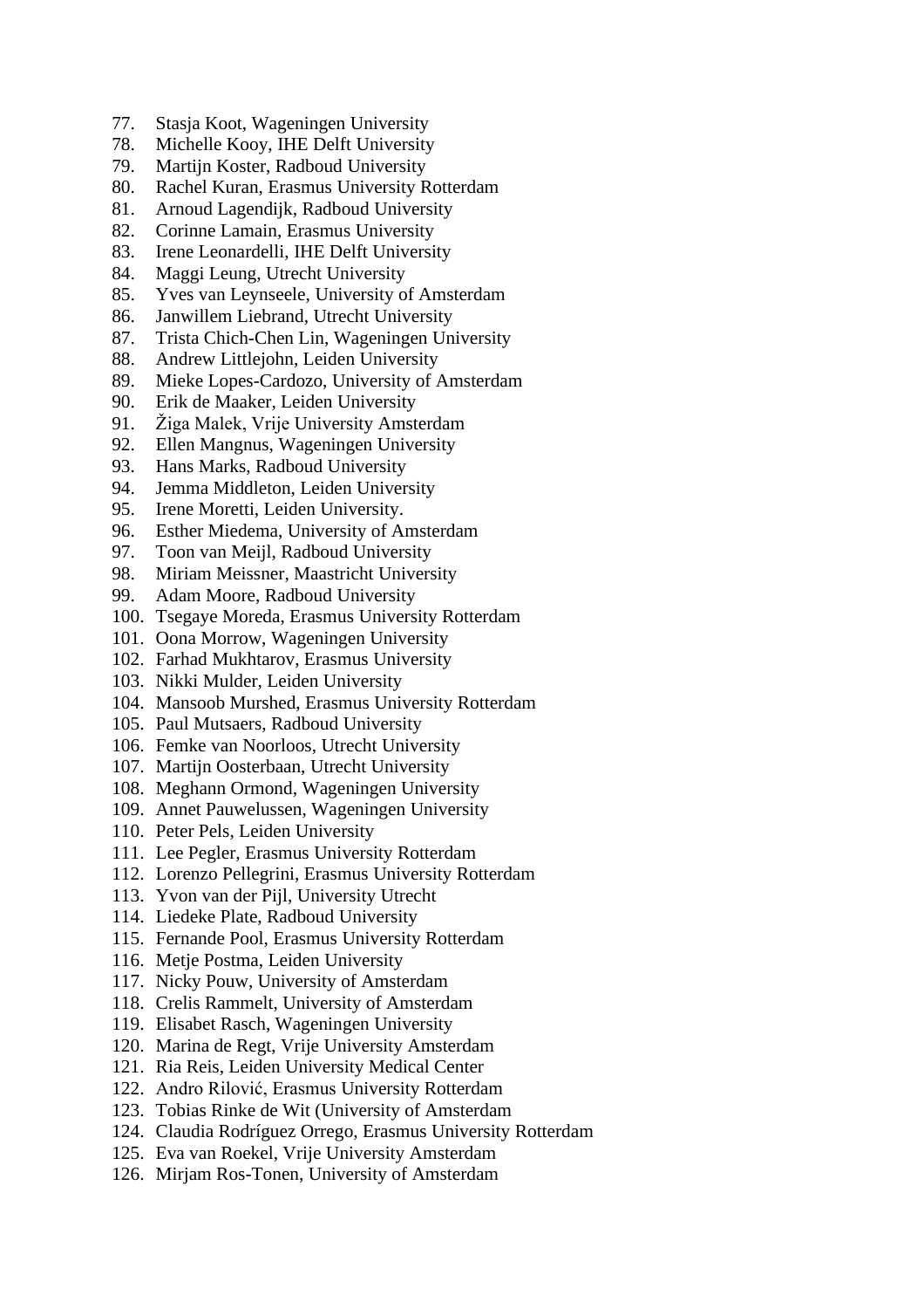77. Stasja Koot, Wageningen University
78. Michelle Kooy, IHE Delft University
79. Martijn Koster, Radboud University
80. Rachel Kuran, Erasmus University Rotterdam
81. Arnoud Lagendijk, Radboud University
82. Corinne Lamain, Erasmus University
83. Irene Leonardelli, IHE Delft University
84. Maggi Leung, Utrecht University
85. Yves van Leynseele, University of Amsterdam
86. Janwillem Liebrand, Utrecht University
87. Trista Chich-Chen Lin, Wageningen University
88. Andrew Littlejohn, Leiden University
89. Mieke Lopes-Cardozo, University of Amsterdam
90. Erik de Maaker, Leiden University
91. Žiga Malek, Vrije University Amsterdam
92. Ellen Mangnus, Wageningen University
93. Hans Marks, Radboud University
94. Jemma Middleton, Leiden University
95. Irene Moretti, Leiden University.
96. Esther Miedema, University of Amsterdam
97. Toon van Meijl, Radboud University
98. Miriam Meissner, Maastricht University
99. Adam Moore, Radboud University
100. Tsegaye Moreda, Erasmus University Rotterdam
101. Oona Morrow, Wageningen University
102. Farhad Mukhtarov, Erasmus University
103. Nikki Mulder, Leiden University
104. Mansoob Murshed, Erasmus University Rotterdam
105. Paul Mutsaers, Radboud University
106. Femke van Noorloos, Utrecht University
107. Martijn Oosterbaan, Utrecht University
108. Meghann Ormond, Wageningen University
109. Annet Pauwelussen, Wageningen University
110. Peter Pels, Leiden University
111. Lee Pegler, Erasmus University Rotterdam
112. Lorenzo Pellegrini, Erasmus University Rotterdam
113. Yvon van der Pijl, University Utrecht
114. Liedeke Plate, Radboud University
115. Fernande Pool, Erasmus University Rotterdam
116. Metje Postma, Leiden University
117. Nicky Pouw, University of Amsterdam
118. Crelis Rammelt, University of Amsterdam
119. Elisabet Rasch, Wageningen University
120. Marina de Regt, Vrije University Amsterdam
121. Ria Reis, Leiden University Medical Center
122. Andro Rilović, Erasmus University Rotterdam
123. Tobias Rinke de Wit (University of Amsterdam
124. Claudia Rodríguez Orrego, Erasmus University Rotterdam
125. Eva van Roekel, Vrije University Amsterdam
126. Mirjam Ros-Tonen, University of Amsterdam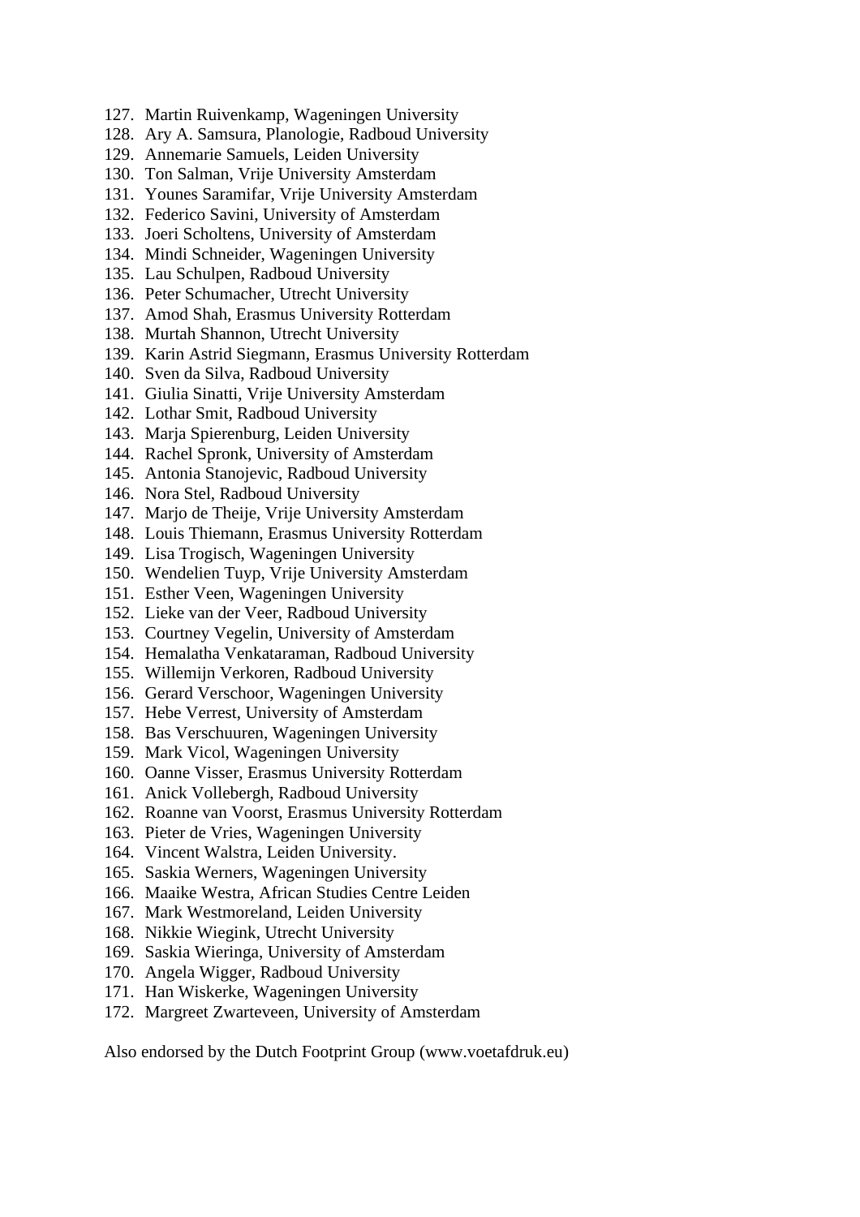127. Martin Ruivenkamp, Wageningen University
128. Ary A. Samsura, Planologie, Radboud University
129. Annemarie Samuels, Leiden University
130. Ton Salman, Vrije University Amsterdam
131. Younes Saramifar, Vrije University Amsterdam
132. Federico Savini, University of Amsterdam
133. Joeri Scholtens, University of Amsterdam
134. Mindi Schneider, Wageningen University
135. Lau Schulpen, Radboud University
136. Peter Schumacher, Utrecht University
137. Amod Shah, Erasmus University Rotterdam
138. Murtah Shannon, Utrecht University
139. Karin Astrid Siegmann, Erasmus University Rotterdam
140. Sven da Silva, Radboud University
141. Giulia Sinatti, Vrije University Amsterdam
142. Lothar Smit, Radboud University
143. Marja Spierenburg, Leiden University
144. Rachel Spronk, University of Amsterdam
145. Antonia Stanojevic, Radboud University
146. Nora Stel, Radboud University
147. Marjo de Theije, Vrije University Amsterdam
148. Louis Thiemann, Erasmus University Rotterdam
149. Lisa Trogisch, Wageningen University
150. Wendelien Tuyp, Vrije University Amsterdam
151. Esther Veen, Wageningen University
152. Lieke van der Veer, Radboud University
153. Courtney Vegelin, University of Amsterdam
154. Hemalatha Venkataraman, Radboud University
155. Willemijn Verkoren, Radboud University
156. Gerard Verschoor, Wageningen University
157. Hebe Verrest, University of Amsterdam
158. Bas Verschuuren, Wageningen University
159. Mark Vicol, Wageningen University
160. Oanne Visser, Erasmus University Rotterdam
161. Anick Vollebergh, Radboud University
162. Roanne van Voorst, Erasmus University Rotterdam
163. Pieter de Vries, Wageningen University
164. Vincent Walstra, Leiden University.
165. Saskia Werners, Wageningen University
166. Maaike Westra, African Studies Centre Leiden
167. Mark Westmoreland, Leiden University
168. Nikkie Wiegink, Utrecht University
169. Saskia Wieringa, University of Amsterdam
170. Angela Wigger, Radboud University
171. Han Wiskerke, Wageningen University
172. Margreet Zwarteveen, University of Amsterdam

Also endorsed by the Dutch Footprint Group (www.voetafdruk.eu)